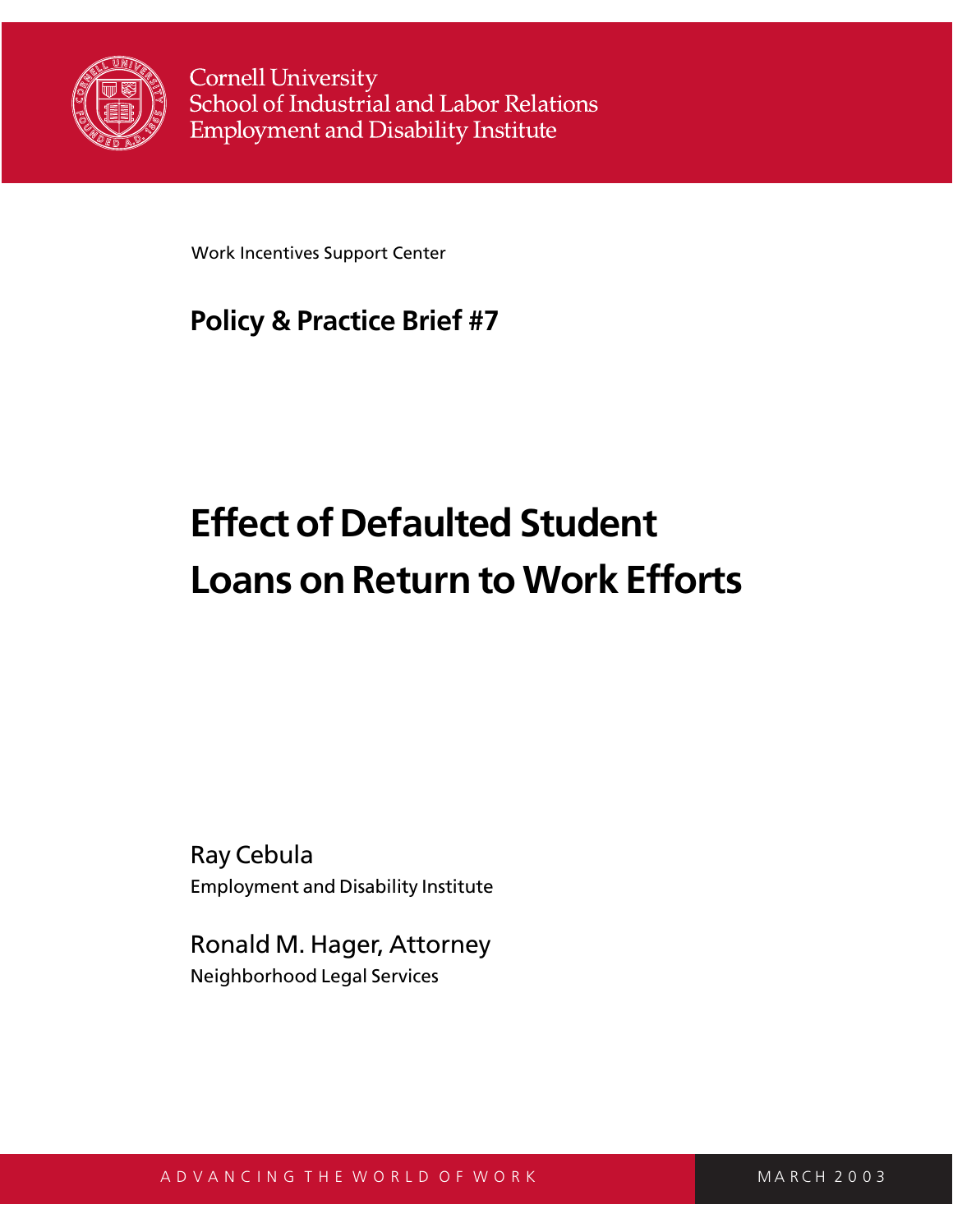Cornell University
School of Industrial and Labor Relations
Employment and Disability Institute

Work Incentives Support Center

**Policy & Practice Brief #7**

# Effect of Defaulted Student Loans on Return to Work Efforts

Ray Cebula
Employment and Disability Institute

Ronald M. Hager, Attorney
Neighborhood Legal Services

ADVANCING THE WORLD OF WORK

MARCH 2003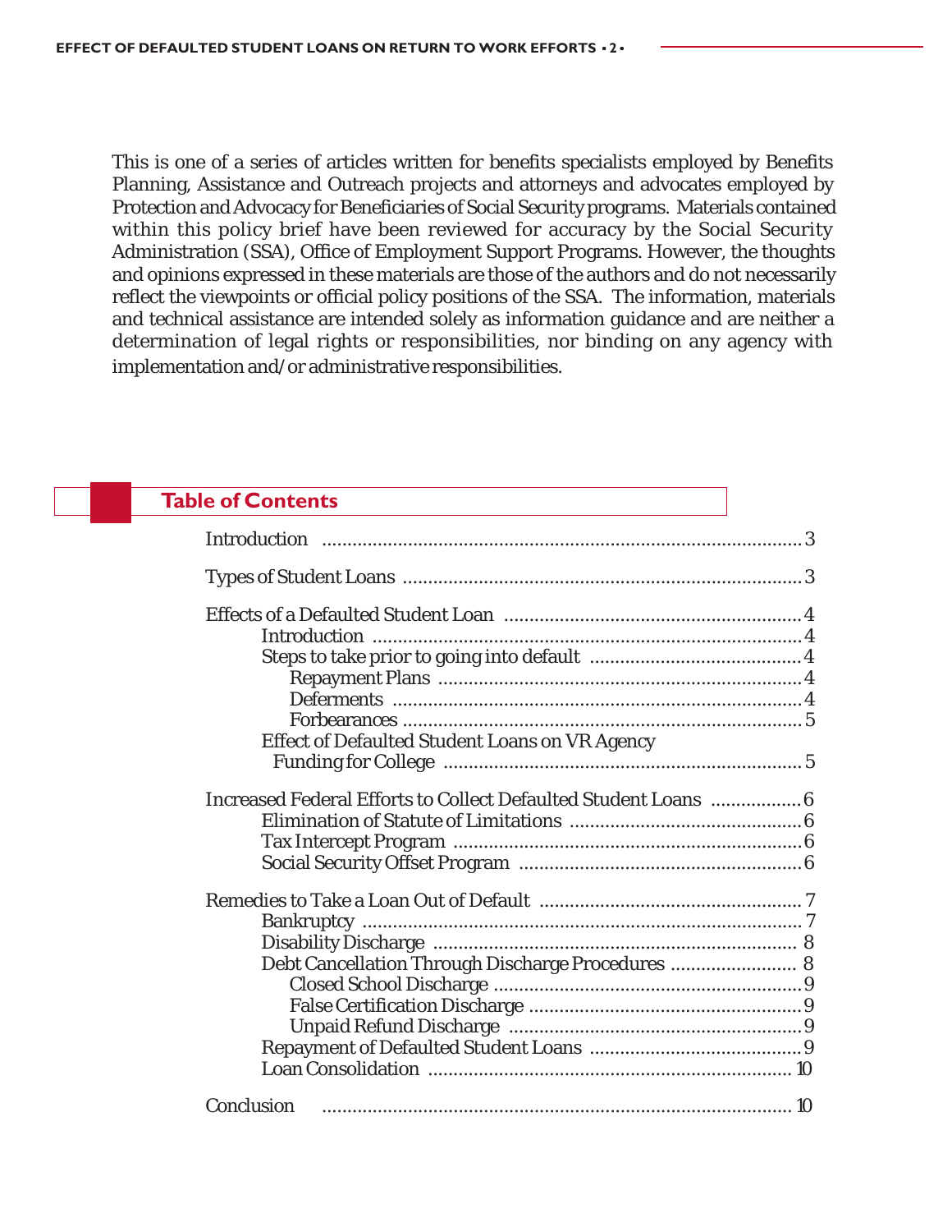This is one of a series of articles written for benefits specialists employed by Benefits Planning, Assistance and Outreach projects and attorneys and advocates employed by Protection and Advocacy for Beneficiaries of Social Security programs. Materials contained within this policy brief have been reviewed for accuracy by the Social Security Administration (SSA), Office of Employment Support Programs. However, the thoughts and opinions expressed in these materials are those of the authors and do not necessarily reflect the viewpoints or official policy positions of the SSA. The information, materials and technical assistance are intended solely as information guidance and are neither a determination of legal rights or responsibilities, nor binding on any agency with implementation and/or administrative responsibilities.

## Table of Contents

- Introduction ..... 3
- Types of Student Loans ..... 3
- Effects of a Defaulted Student Loan ..... 4
  - Introduction ..... 4
  - Steps to take prior to going into default ..... 4
    - Repayment Plans ..... 4
    - Deferments ..... 4
    - Forbearances ..... 5
  - Effect of Defaulted Student Loans on VR Agency Funding for College ..... 5
- Increased Federal Efforts to Collect Defaulted Student Loans ..... 6
  - Elimination of Statute of Limitations ..... 6
  - Tax Intercept Program ..... 6
  - Social Security Offset Program ..... 6
- Remedies to Take a Loan Out of Default ..... 7
  - Bankruptcy ..... 7
  - Disability Discharge ..... 8
  - Debt Cancellation Through Discharge Procedures ..... 8
    - Closed School Discharge ..... 9
    - False Certification Discharge ..... 9
    - Unpaid Refund Discharge ..... 9
  - Repayment of Defaulted Student Loans ..... 9
  - Loan Consolidation ..... 10
- Conclusion ..... 10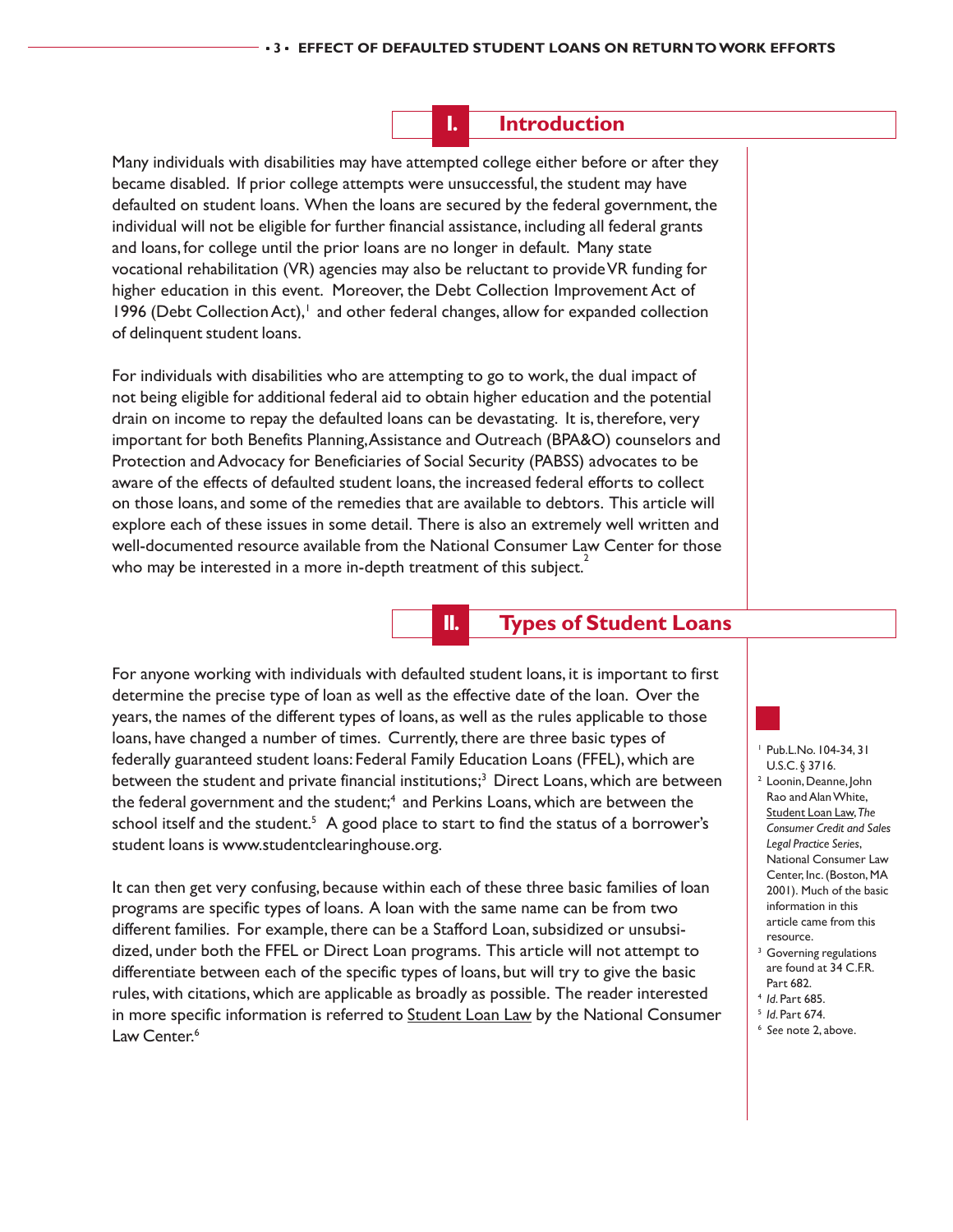## I. Introduction

Many individuals with disabilities may have attempted college either before or after they became disabled. If prior college attempts were unsuccessful, the student may have defaulted on student loans. When the loans are secured by the federal government, the individual will not be eligible for further financial assistance, including all federal grants and loans, for college until the prior loans are no longer in default. Many state vocational rehabilitation (VR) agencies may also be reluctant to provide VR funding for higher education in this event. Moreover, the Debt Collection Improvement Act of 1996 (Debt Collection Act),[1] and other federal changes, allow for expanded collection of delinquent student loans.

For individuals with disabilities who are attempting to go to work, the dual impact of not being eligible for additional federal aid to obtain higher education and the potential drain on income to repay the defaulted loans can be devastating. It is, therefore, very important for both Benefits Planning, Assistance and Outreach (BPA&O) counselors and Protection and Advocacy for Beneficiaries of Social Security (PABSS) advocates to be aware of the effects of defaulted student loans, the increased federal efforts to collect on those loans, and some of the remedies that are available to debtors. This article will explore each of these issues in some detail. There is also an extremely well written and well-documented resource available from the National Consumer Law Center for those who may be interested in a more in-depth treatment of this subject.[2]

## II. Types of Student Loans

For anyone working with individuals with defaulted student loans, it is important to first determine the precise type of loan as well as the effective date of the loan. Over the years, the names of the different types of loans, as well as the rules applicable to those loans, have changed a number of times. Currently, there are three basic types of federally guaranteed student loans: Federal Family Education Loans (FFEL), which are between the student and private financial institutions;[3] Direct Loans, which are between the federal government and the student;[4] and Perkins Loans, which are between the school itself and the student.[5] A good place to start to find the status of a borrower's student loans is www.studentclearinghouse.org.

It can then get very confusing, because within each of these three basic families of loan programs are specific types of loans. A loan with the same name can be from two different families. For example, there can be a Stafford Loan, subsidized or unsubsidized, under both the FFEL or Direct Loan programs. This article will not attempt to differentiate between each of the specific types of loans, but will try to give the basic rules, with citations, which are applicable as broadly as possible. The reader interested in more specific information is referred to Student Loan Law by the National Consumer Law Center.[6]

---

[1] Pub.L.No. 104-34, 31 U.S.C. § 3716.

[2] Loonin, Deanne, John Rao and Alan White, Student Loan Law, *The Consumer Credit and Sales Legal Practice Series*, National Consumer Law Center, Inc. (Boston, MA 2001). Much of the basic information in this article came from this resource.

[3] Governing regulations are found at 34 C.F.R. Part 682.

[4] *Id.* Part 685.

[5] *Id.* Part 674.

[6] *See* note 2, above.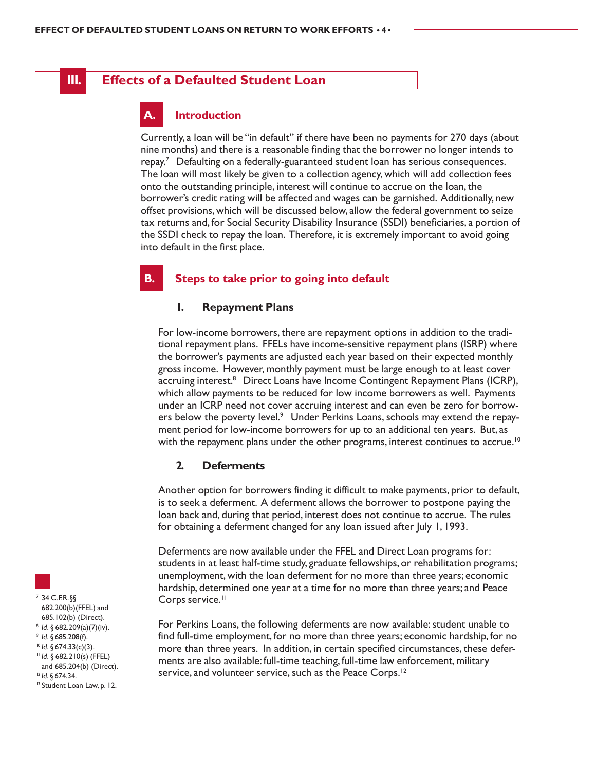## III. Effects of a Defaulted Student Loan

### A. Introduction

Currently, a loan will be "in default" if there have been no payments for 270 days (about nine months) and there is a reasonable finding that the borrower no longer intends to repay.[7] Defaulting on a federally-guaranteed student loan has serious consequences. The loan will most likely be given to a collection agency, which will add collection fees onto the outstanding principle, interest will continue to accrue on the loan, the borrower's credit rating will be affected and wages can be garnished. Additionally, new offset provisions, which will be discussed below, allow the federal government to seize tax returns and, for Social Security Disability Insurance (SSDI) beneficiaries, a portion of the SSDI check to repay the loan. Therefore, it is extremely important to avoid going into default in the first place.

### B. Steps to take prior to going into default

#### 1. Repayment Plans

For low-income borrowers, there are repayment options in addition to the traditional repayment plans. FFELs have income-sensitive repayment plans (ISRP) where the borrower's payments are adjusted each year based on their expected monthly gross income. However, monthly payment must be large enough to at least cover accruing interest.[8] Direct Loans have Income Contingent Repayment Plans (ICRP), which allow payments to be reduced for low income borrowers as well. Payments under an ICRP need not cover accruing interest and can even be zero for borrowers below the poverty level.[9] Under Perkins Loans, schools may extend the repayment period for low-income borrowers for up to an additional ten years. But, as with the repayment plans under the other programs, interest continues to accrue.[10]

#### 2. Deferments

Another option for borrowers finding it difficult to make payments, prior to default, is to seek a deferment. A deferment allows the borrower to postpone paying the loan back and, during that period, interest does not continue to accrue. The rules for obtaining a deferment changed for any loan issued after July 1, 1993.

Deferments are now available under the FFEL and Direct Loan programs for: students in at least half-time study, graduate fellowships, or rehabilitation programs; unemployment, with the loan deferment for no more than three years; economic hardship, determined one year at a time for no more than three years; and Peace Corps service.[11]

For Perkins Loans, the following deferments are now available: student unable to find full-time employment, for no more than three years; economic hardship, for no more than three years. In addition, in certain specified circumstances, these deferments are also available: full-time teaching, full-time law enforcement, military service, and volunteer service, such as the Peace Corps.[12]

---

[7] 34 C.F.R. §§ 682.200(b)(FFEL) and 685.102(b) (Direct).
[8] *Id.* § 682.209(a)(7)(iv).
[9] *Id.* § 685.208(f).
[10] *Id.* § 674.33(c)(3).
[11] *Id.* § 682.210(s) (FFEL) and 685.204(b) (Direct).
[12] *Id.* § 674.34.
[13] Student Loan Law, p. 12.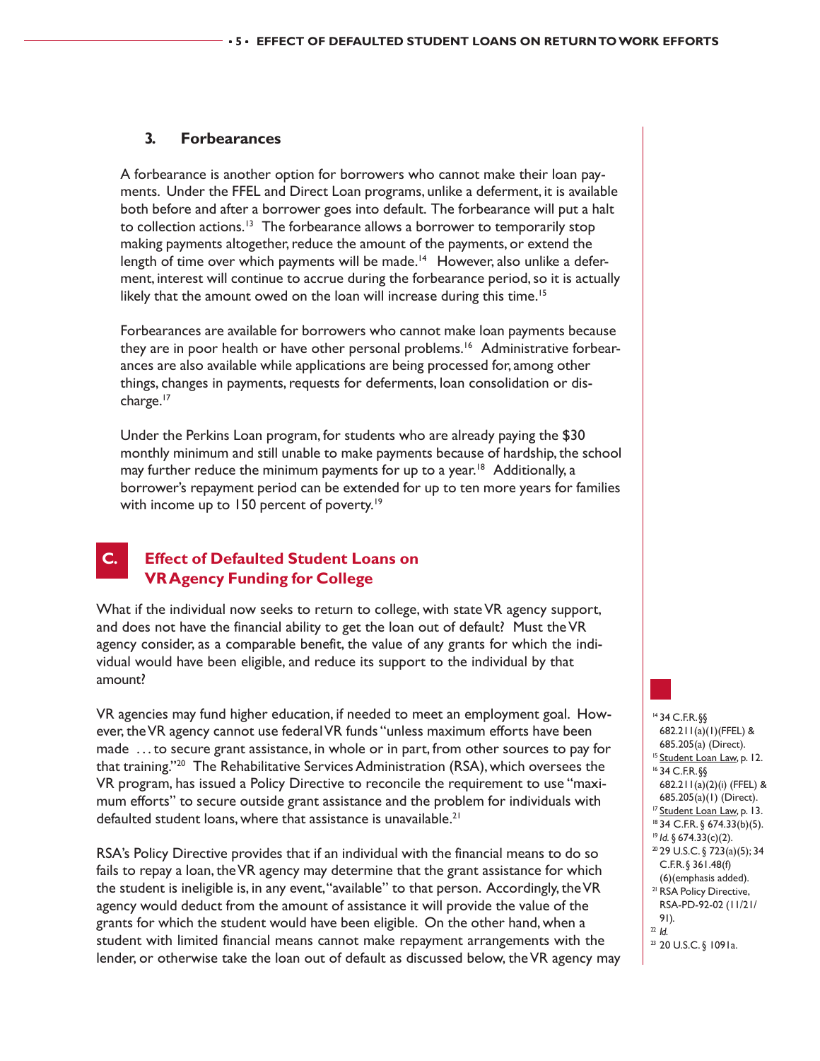### 3. Forbearances

A forbearance is another option for borrowers who cannot make their loan payments. Under the FFEL and Direct Loan programs, unlike a deferment, it is available both before and after a borrower goes into default. The forbearance will put a halt to collection actions.[13] The forbearance allows a borrower to temporarily stop making payments altogether, reduce the amount of the payments, or extend the length of time over which payments will be made.[14] However, also unlike a deferment, interest will continue to accrue during the forbearance period, so it is actually likely that the amount owed on the loan will increase during this time.[15]

Forbearances are available for borrowers who cannot make loan payments because they are in poor health or have other personal problems.[16] Administrative forbearances are also available while applications are being processed for, among other things, changes in payments, requests for deferments, loan consolidation or discharge.[17]

Under the Perkins Loan program, for students who are already paying the $30 monthly minimum and still unable to make payments because of hardship, the school may further reduce the minimum payments for up to a year.[18] Additionally, a borrower's repayment period can be extended for up to ten more years for families with income up to 150 percent of poverty.[19]

## C. Effect of Defaulted Student Loans on VR Agency Funding for College

What if the individual now seeks to return to college, with state VR agency support, and does not have the financial ability to get the loan out of default? Must the VR agency consider, as a comparable benefit, the value of any grants for which the individual would have been eligible, and reduce its support to the individual by that amount?

VR agencies may fund higher education, if needed to meet an employment goal. However, the VR agency cannot use federal VR funds "unless maximum efforts have been made ... to secure grant assistance, in whole or in part, from other sources to pay for that training."[20] The Rehabilitative Services Administration (RSA), which oversees the VR program, has issued a Policy Directive to reconcile the requirement to use "maximum efforts" to secure outside grant assistance and the problem for individuals with defaulted student loans, where that assistance is unavailable.[21]

RSA's Policy Directive provides that if an individual with the financial means to do so fails to repay a loan, the VR agency may determine that the grant assistance for which the student is ineligible is, in any event, "available" to that person. Accordingly, the VR agency would deduct from the amount of assistance it will provide the value of the grants for which the student would have been eligible. On the other hand, when a student with limited financial means cannot make repayment arrangements with the lender, or otherwise take the loan out of default as discussed below, the VR agency may

---

[14] 34 C.F.R. §§ 682.211(a)(1)(FFEL) & 685.205(a) (Direct).

[15] Student Loan Law, p. 12.

[16] 34 C.F.R. §§ 682.211(a)(2)(i) (FFEL) & 685.205(a)(1) (Direct).

[17] Student Loan Law, p. 13.

[18] 34 C.F.R. § 674.33(b)(5).

[19] *Id.* § 674.33(c)(2).

[20] 29 U.S.C. § 723(a)(5); 34 C.F.R. § 361.48(f)(6)(emphasis added).

[21] RSA Policy Directive, RSA-PD-92-02 (11/21/91).

[22] *Id.*

[23] 20 U.S.C. § 1091a.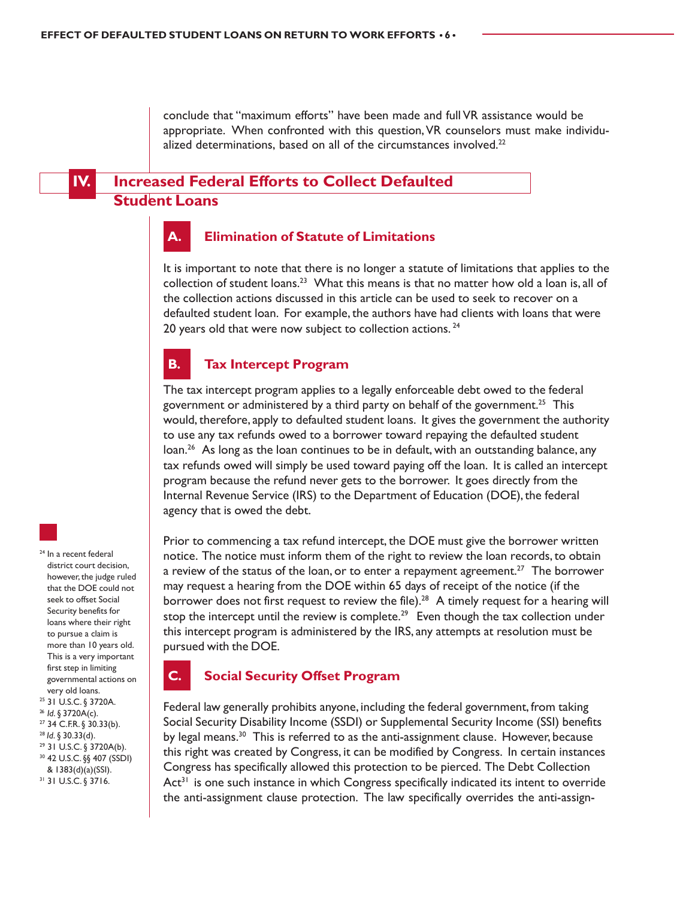conclude that "maximum efforts" have been made and full VR assistance would be appropriate. When confronted with this question, VR counselors must make individualized determinations, based on all of the circumstances involved.[22]

## IV. Increased Federal Efforts to Collect Defaulted Student Loans

### A. Elimination of Statute of Limitations

It is important to note that there is no longer a statute of limitations that applies to the collection of student loans.[23] What this means is that no matter how old a loan is, all of the collection actions discussed in this article can be used to seek to recover on a defaulted student loan. For example, the authors have had clients with loans that were 20 years old that were now subject to collection actions.[24]

### B. Tax Intercept Program

The tax intercept program applies to a legally enforceable debt owed to the federal government or administered by a third party on behalf of the government.[25] This would, therefore, apply to defaulted student loans. It gives the government the authority to use any tax refunds owed to a borrower toward repaying the defaulted student loan.[26] As long as the loan continues to be in default, with an outstanding balance, any tax refunds owed will simply be used toward paying off the loan. It is called an intercept program because the refund never gets to the borrower. It goes directly from the Internal Revenue Service (IRS) to the Department of Education (DOE), the federal agency that is owed the debt.

Prior to commencing a tax refund intercept, the DOE must give the borrower written notice. The notice must inform them of the right to review the loan records, to obtain a review of the status of the loan, or to enter a repayment agreement.[27] The borrower may request a hearing from the DOE within 65 days of receipt of the notice (if the borrower does not first request to review the file).[28] A timely request for a hearing will stop the intercept until the review is complete.[29] Even though the tax collection under this intercept program is administered by the IRS, any attempts at resolution must be pursued with the DOE.

### C. Social Security Offset Program

Federal law generally prohibits anyone, including the federal government, from taking Social Security Disability Income (SSDI) or Supplemental Security Income (SSI) benefits by legal means.[30] This is referred to as the anti-assignment clause. However, because this right was created by Congress, it can be modified by Congress. In certain instances Congress has specifically allowed this protection to be pierced. The Debt Collection Act[31] is one such instance in which Congress specifically indicated its intent to override the anti-assignment clause protection. The law specifically overrides the anti-assign-

---

[24] In a recent federal district court decision, however, the judge ruled that the DOE could not seek to offset Social Security benefits for loans where their right to pursue a claim is more than 10 years old. This is a very important first step in limiting governmental actions on very old loans.

[25] 31 U.S.C. § 3720A.

[26] *Id.* § 3720A(c).

[27] 34 C.F.R. § 30.33(b).

[28] *Id.* § 30.33(d).

[29] 31 U.S.C. § 3720A(b).

[30] 42 U.S.C. §§ 407 (SSDI) & 1383(d)(a)(SSI).

[31] 31 U.S.C. § 3716.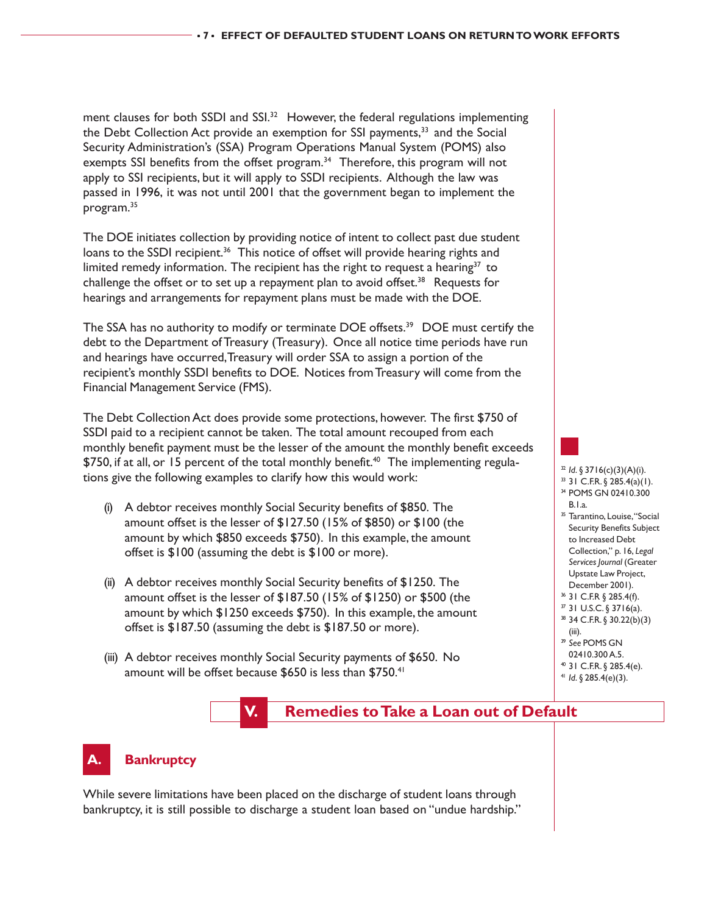ment clauses for both SSDI and SSI.[32] However, the federal regulations implementing the Debt Collection Act provide an exemption for SSI payments,[33] and the Social Security Administration's (SSA) Program Operations Manual System (POMS) also exempts SSI benefits from the offset program.[34] Therefore, this program will not apply to SSI recipients, but it will apply to SSDI recipients. Although the law was passed in 1996, it was not until 2001 that the government began to implement the program.[35]

The DOE initiates collection by providing notice of intent to collect past due student loans to the SSDI recipient.[36] This notice of offset will provide hearing rights and limited remedy information. The recipient has the right to request a hearing[37] to challenge the offset or to set up a repayment plan to avoid offset.[38] Requests for hearings and arrangements for repayment plans must be made with the DOE.

The SSA has no authority to modify or terminate DOE offsets.[39] DOE must certify the debt to the Department of Treasury (Treasury). Once all notice time periods have run and hearings have occurred, Treasury will order SSA to assign a portion of the recipient's monthly SSDI benefits to DOE. Notices from Treasury will come from the Financial Management Service (FMS).

The Debt Collection Act does provide some protections, however. The first $750 of SSDI paid to a recipient cannot be taken. The total amount recouped from each monthly benefit payment must be the lesser of the amount the monthly benefit exceeds $750, if at all, or 15 percent of the total monthly benefit.[40] The implementing regulations give the following examples to clarify how this would work:

(i) A debtor receives monthly Social Security benefits of $850. The amount offset is the lesser of $127.50 (15% of $850) or $100 (the amount by which $850 exceeds $750). In this example, the amount offset is $100 (assuming the debt is $100 or more).

(ii) A debtor receives monthly Social Security benefits of $1250. The amount offset is the lesser of $187.50 (15% of $1250) or $500 (the amount by which $1250 exceeds $750). In this example, the amount offset is $187.50 (assuming the debt is $187.50 or more).

(iii) A debtor receives monthly Social Security payments of $650. No amount will be offset because $650 is less than $750.[41]

## V. Remedies to Take a Loan out of Default

### A. Bankruptcy

While severe limitations have been placed on the discharge of student loans through bankruptcy, it is still possible to discharge a student loan based on "undue hardship."

---

[32] *Id.* § 3716(c)(3)(A)(i).
[33] 31 C.F.R. § 285.4(a)(1).
[34] POMS GN 02410.300 B.1.a.
[35] Tarantino, Louise, "Social Security Benefits Subject to Increased Debt Collection," p. 16, *Legal Services Journal* (Greater Upstate Law Project, December 2001).
[36] 31 C.F.R § 285.4(f).
[37] 31 U.S.C. § 3716(a).
[38] 34 C.F.R. § 30.22(b)(3)(iii).
[39] *See* POMS GN 02410.300 A.5.
[40] 31 C.F.R. § 285.4(e).
[41] *Id.* § 285.4(e)(3).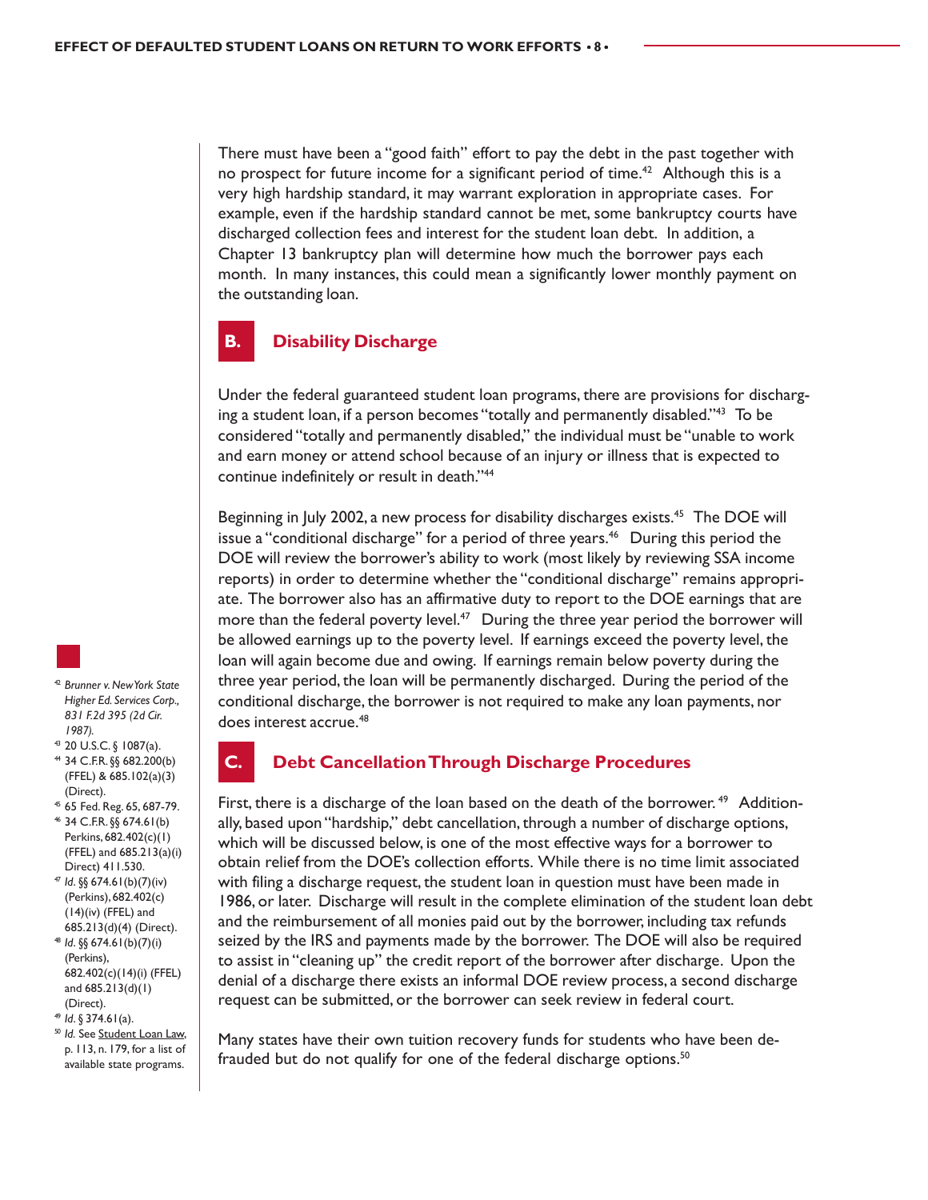There must have been a "good faith" effort to pay the debt in the past together with no prospect for future income for a significant period of time.[42] Although this is a very high hardship standard, it may warrant exploration in appropriate cases. For example, even if the hardship standard cannot be met, some bankruptcy courts have discharged collection fees and interest for the student loan debt. In addition, a Chapter 13 bankruptcy plan will determine how much the borrower pays each month. In many instances, this could mean a significantly lower monthly payment on the outstanding loan.

## B. Disability Discharge

Under the federal guaranteed student loan programs, there are provisions for discharging a student loan, if a person becomes "totally and permanently disabled."[43] To be considered "totally and permanently disabled," the individual must be "unable to work and earn money or attend school because of an injury or illness that is expected to continue indefinitely or result in death."[44]

Beginning in July 2002, a new process for disability discharges exists.[45] The DOE will issue a "conditional discharge" for a period of three years.[46] During this period the DOE will review the borrower's ability to work (most likely by reviewing SSA income reports) in order to determine whether the "conditional discharge" remains appropriate. The borrower also has an affirmative duty to report to the DOE earnings that are more than the federal poverty level.[47] During the three year period the borrower will be allowed earnings up to the poverty level. If earnings exceed the poverty level, the loan will again become due and owing. If earnings remain below poverty during the three year period, the loan will be permanently discharged. During the period of the conditional discharge, the borrower is not required to make any loan payments, nor does interest accrue.[48]

## C. Debt Cancellation Through Discharge Procedures

First, there is a discharge of the loan based on the death of the borrower.[49] Additionally, based upon "hardship," debt cancellation, through a number of discharge options, which will be discussed below, is one of the most effective ways for a borrower to obtain relief from the DOE's collection efforts. While there is no time limit associated with filing a discharge request, the student loan in question must have been made in 1986, or later. Discharge will result in the complete elimination of the student loan debt and the reimbursement of all monies paid out by the borrower, including tax refunds seized by the IRS and payments made by the borrower. The DOE will also be required to assist in "cleaning up" the credit report of the borrower after discharge. Upon the denial of a discharge there exists an informal DOE review process, a second discharge request can be submitted, or the borrower can seek review in federal court.

Many states have their own tuition recovery funds for students who have been defrauded but do not qualify for one of the federal discharge options.[50]

---

[42] *Brunner v. New York State Higher Ed. Services Corp., 831 F.2d 395 (2d Cir. 1987).*

[43] 20 U.S.C. § 1087(a).

[44] 34 C.F.R. §§ 682.200(b) (FFEL) & 685.102(a)(3) (Direct).

[45] 65 Fed. Reg. 65, 687-79.

[46] 34 C.F.R. §§ 674.61(b) Perkins, 682.402(c)(1) (FFEL) and 685.213(a)(i) Direct) 411.530.

[47] *Id.* §§ 674.61(b)(7)(iv) (Perkins), 682.402(c)(14)(iv) (FFEL) and 685.213(d)(4) (Direct).

[48] *Id.* §§ 674.61(b)(7)(i) (Perkins), 682.402(c)(14)(i) (FFEL) and 685.213(d)(1) (Direct).

[49] *Id.* § 374.61(a).

[50] *Id.* See Student Loan Law, p. 113, n. 179, for a list of available state programs.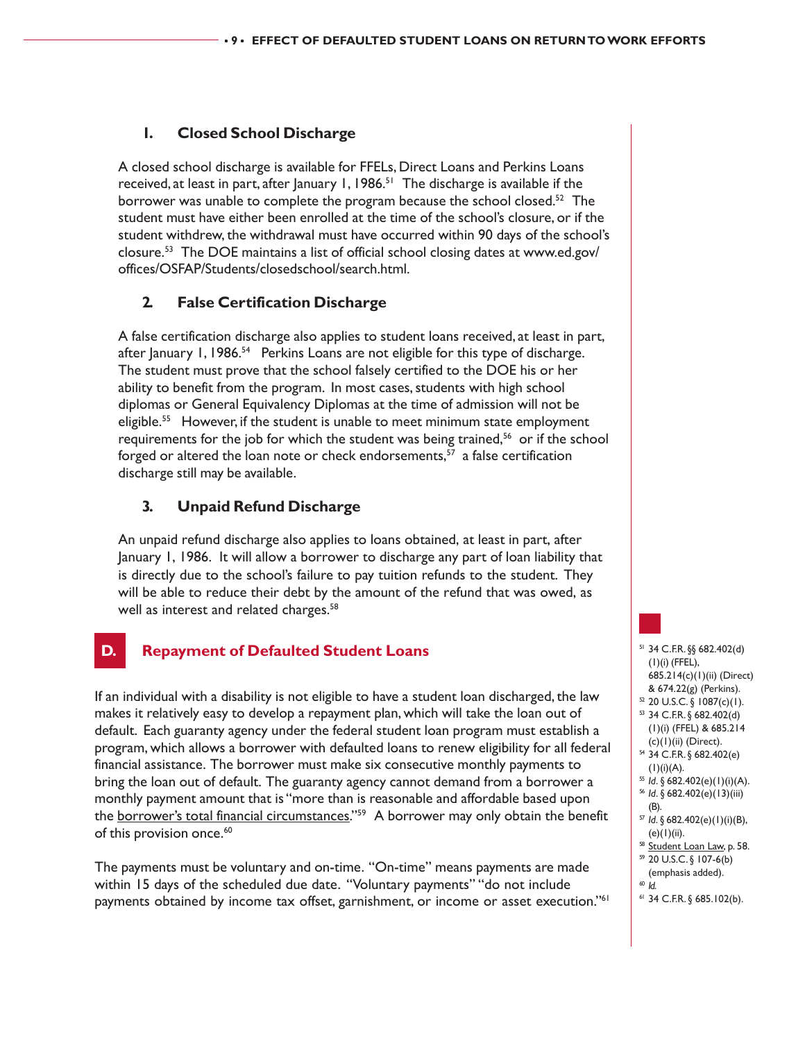### 1. Closed School Discharge

A closed school discharge is available for FFELs, Direct Loans and Perkins Loans received, at least in part, after January 1, 1986.[51] The discharge is available if the borrower was unable to complete the program because the school closed.[52] The student must have either been enrolled at the time of the school's closure, or if the student withdrew, the withdrawal must have occurred within 90 days of the school's closure.[53] The DOE maintains a list of official school closing dates at www.ed.gov/offices/OSFAP/Students/closedschool/search.html.

### 2. False Certification Discharge

A false certification discharge also applies to student loans received, at least in part, after January 1, 1986.[54] Perkins Loans are not eligible for this type of discharge. The student must prove that the school falsely certified to the DOE his or her ability to benefit from the program. In most cases, students with high school diplomas or General Equivalency Diplomas at the time of admission will not be eligible.[55] However, if the student is unable to meet minimum state employment requirements for the job for which the student was being trained,[56] or if the school forged or altered the loan note or check endorsements,[57] a false certification discharge still may be available.

### 3. Unpaid Refund Discharge

An unpaid refund discharge also applies to loans obtained, at least in part, after January 1, 1986. It will allow a borrower to discharge any part of loan liability that is directly due to the school's failure to pay tuition refunds to the student. They will be able to reduce their debt by the amount of the refund that was owed, as well as interest and related charges.[58]

## D. Repayment of Defaulted Student Loans

If an individual with a disability is not eligible to have a student loan discharged, the law makes it relatively easy to develop a repayment plan, which will take the loan out of default. Each guaranty agency under the federal student loan program must establish a program, which allows a borrower with defaulted loans to renew eligibility for all federal financial assistance. The borrower must make six consecutive monthly payments to bring the loan out of default. The guaranty agency cannot demand from a borrower a monthly payment amount that is "more than is reasonable and affordable based upon the borrower's total financial circumstances."[59] A borrower may only obtain the benefit of this provision once.[60]

The payments must be voluntary and on-time. "On-time" means payments are made within 15 days of the scheduled due date. "Voluntary payments" "do not include payments obtained by income tax offset, garnishment, or income or asset execution."[61]

---

[51] 34 C.F.R. §§ 682.402(d)(1)(i) (FFEL), 685.214(c)(1)(ii) (Direct) & 674.22(g) (Perkins).
[52] 20 U.S.C. § 1087(c)(1).
[53] 34 C.F.R. § 682.402(d)(1)(i) (FFEL) & 685.214(c)(1)(ii) (Direct).
[54] 34 C.F.R. § 682.402(e)(1)(i)(A).
[55] *Id*. § 682.402(e)(1)(i)(A).
[56] *Id*. § 682.402(e)(13)(iii)(B).
[57] *Id*. § 682.402(e)(1)(i)(B), (e)(1)(ii).
[58] Student Loan Law, p. 58.
[59] 20 U.S.C. § 107-6(b) (emphasis added).
[60] *Id.*
[61] 34 C.F.R. § 685.102(b).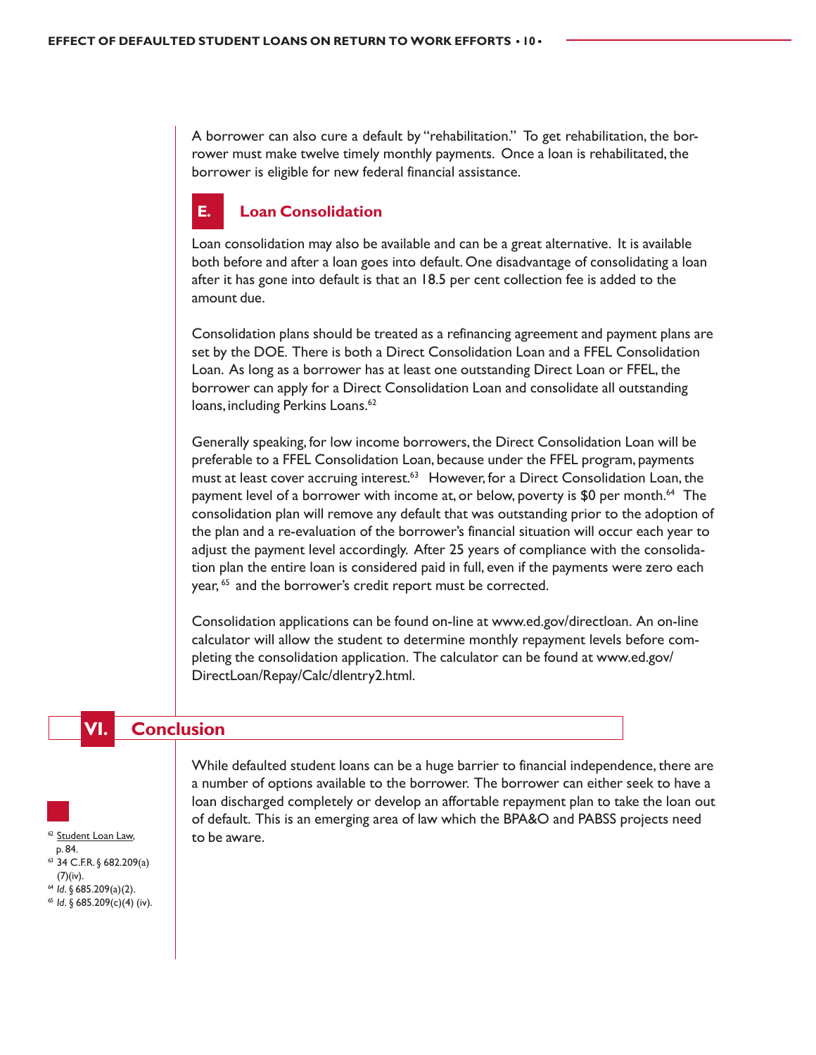A borrower can also cure a default by "rehabilitation." To get rehabilitation, the borrower must make twelve timely monthly payments. Once a loan is rehabilitated, the borrower is eligible for new federal financial assistance.

### E. Loan Consolidation

Loan consolidation may also be available and can be a great alternative. It is available both before and after a loan goes into default. One disadvantage of consolidating a loan after it has gone into default is that an 18.5 per cent collection fee is added to the amount due.

Consolidation plans should be treated as a refinancing agreement and payment plans are set by the DOE. There is both a Direct Consolidation Loan and a FFEL Consolidation Loan. As long as a borrower has at least one outstanding Direct Loan or FFEL, the borrower can apply for a Direct Consolidation Loan and consolidate all outstanding loans, including Perkins Loans.[62]

Generally speaking, for low income borrowers, the Direct Consolidation Loan will be preferable to a FFEL Consolidation Loan, because under the FFEL program, payments must at least cover accruing interest.[63] However, for a Direct Consolidation Loan, the payment level of a borrower with income at, or below, poverty is $0 per month.[64] The consolidation plan will remove any default that was outstanding prior to the adoption of the plan and a re-evaluation of the borrower's financial situation will occur each year to adjust the payment level accordingly. After 25 years of compliance with the consolidation plan the entire loan is considered paid in full, even if the payments were zero each year, [65] and the borrower's credit report must be corrected.

Consolidation applications can be found on-line at www.ed.gov/directloan. An on-line calculator will allow the student to determine monthly repayment levels before completing the consolidation application. The calculator can be found at www.ed.gov/DirectLoan/Repay/Calc/dlentry2.html.

## VI. Conclusion

While defaulted student loans can be a huge barrier to financial independence, there are a number of options available to the borrower. The borrower can either seek to have a loan discharged completely or develop an affordable repayment plan to take the loan out of default. This is an emerging area of law which the BPA&O and PABSS projects need to be aware.

---

[62] Student Loan Law, p. 84.
[63] 34 C.F.R. § 682.209(a)(7)(iv).
[64] *Id.* § 685.209(a)(2).
[65] *Id.* § 685.209(c)(4) (iv).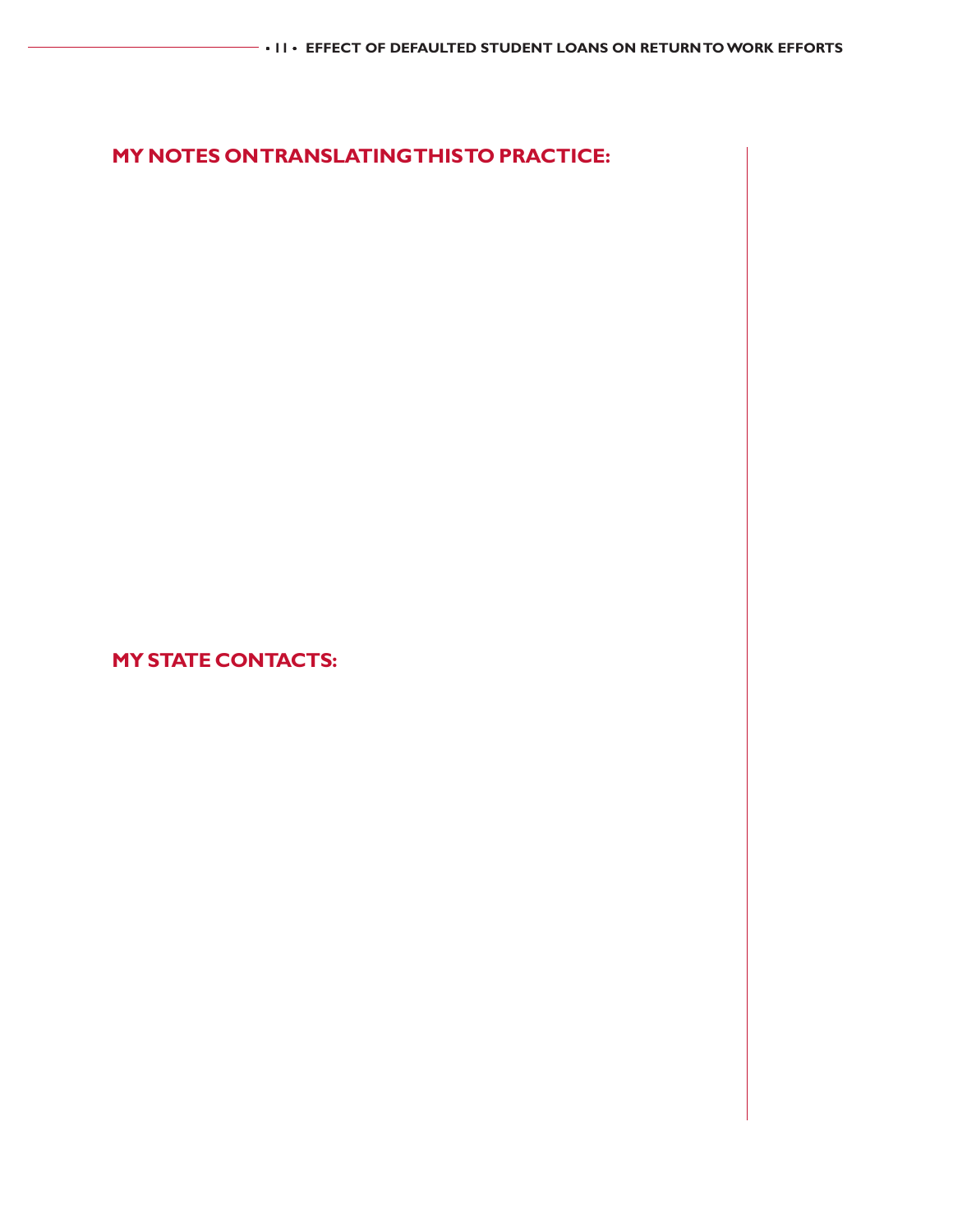## MY NOTES ON TRANSLATING THIS TO PRACTICE:

## MY STATE CONTACTS: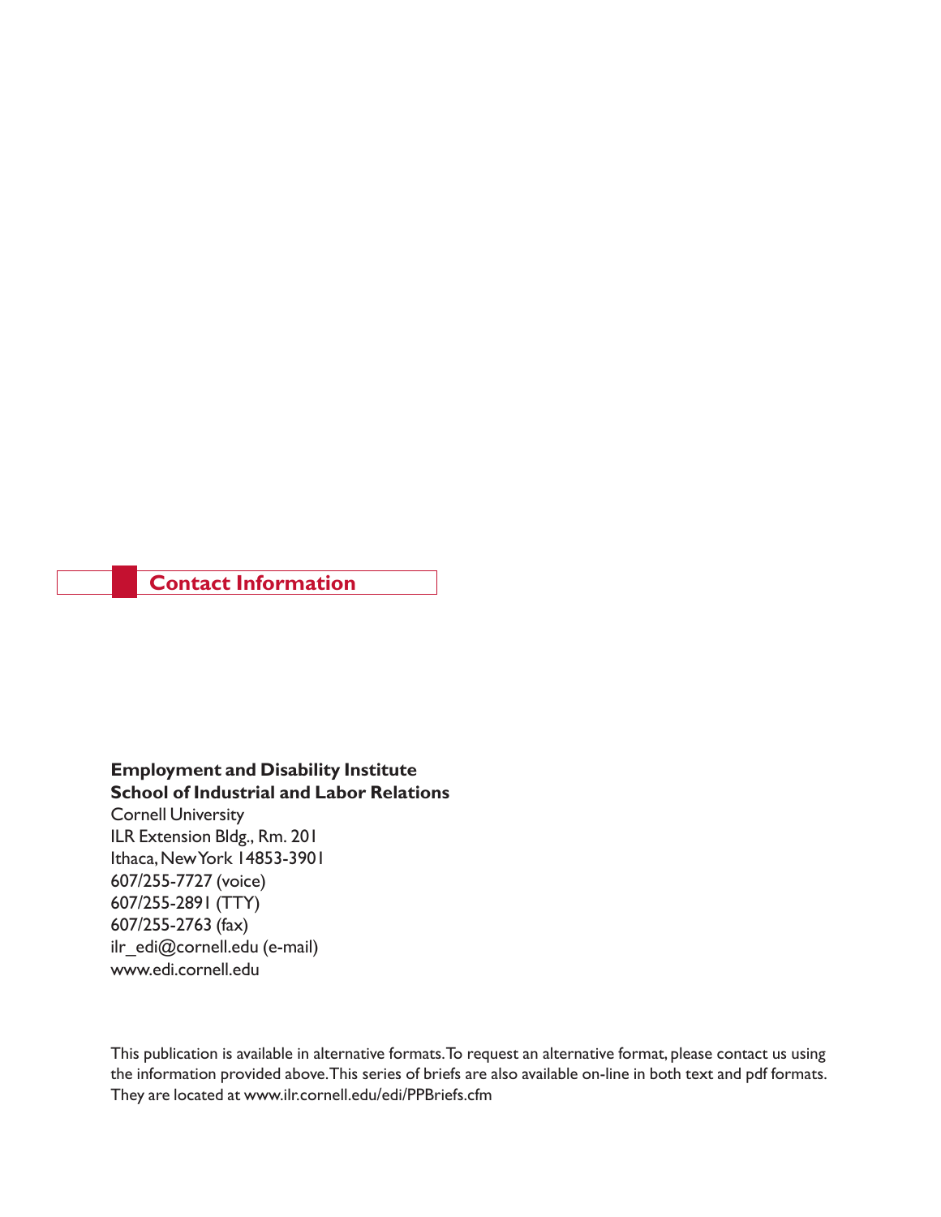## Contact Information

**Employment and Disability Institute**
**School of Industrial and Labor Relations**
Cornell University
ILR Extension Bldg., Rm. 201
Ithaca, New York 14853-3901
607/255-7727 (voice)
607/255-2891 (TTY)
607/255-2763 (fax)
ilr_edi@cornell.edu (e-mail)
www.edi.cornell.edu

This publication is available in alternative formats. To request an alternative format, please contact us using the information provided above. This series of briefs are also available on-line in both text and pdf formats. They are located at www.ilr.cornell.edu/edi/PPBriefs.cfm